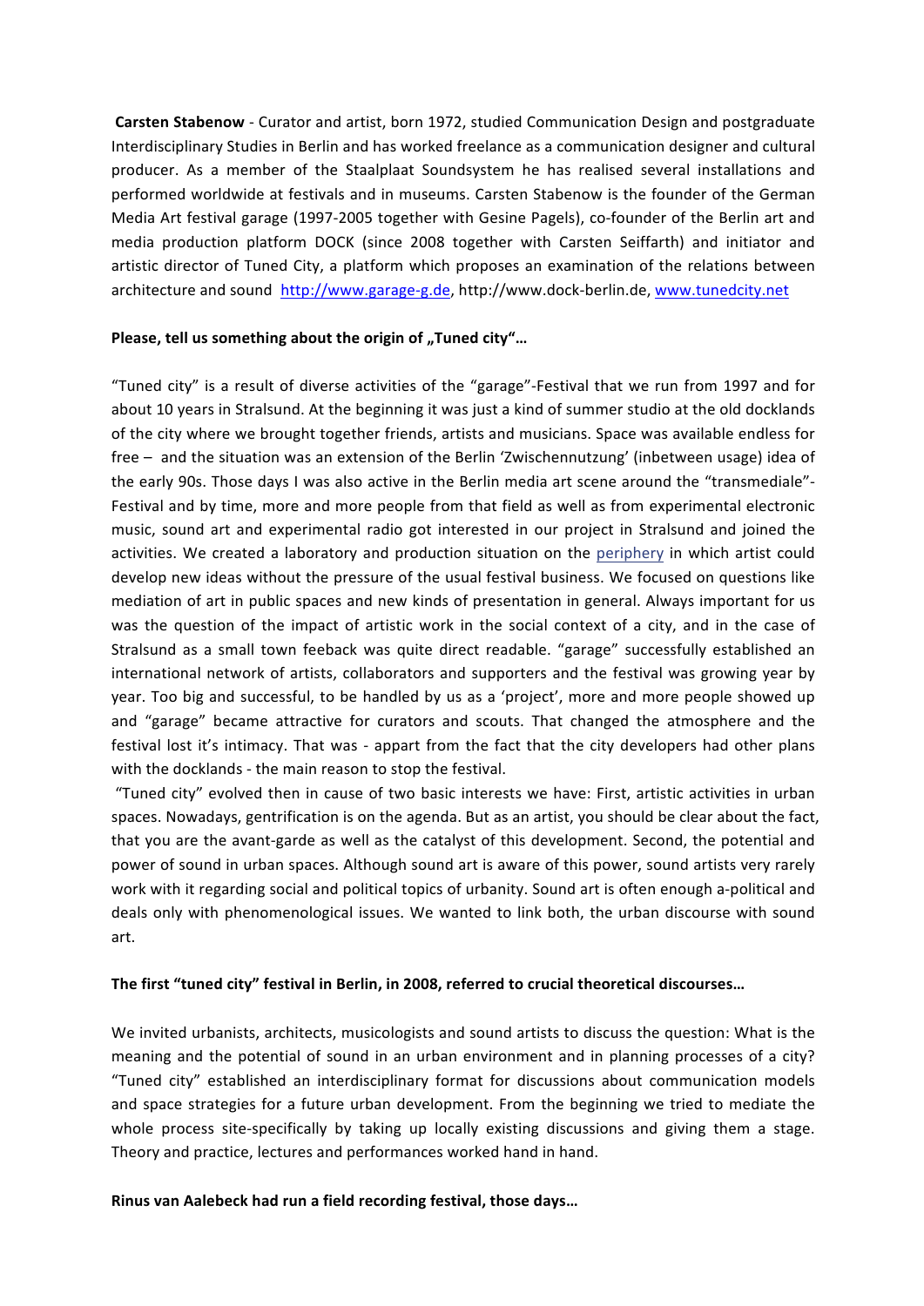**Carsten Stabenow** - Curator and artist, born 1972, studied Communication Design and postgraduate Interdisciplinary Studies in Berlin and has worked freelance as a communication designer and cultural producer. As a member of the Staalplaat Soundsystem he has realised several installations and performed worldwide at festivals and in museums. Carsten Stabenow is the founder of the German Media Art festival garage (1997-2005 together with Gesine Pagels), co-founder of the Berlin art and media production platform DOCK (since 2008 together with Carsten Seiffarth) and initiator and artistic director of Tuned City, a platform which proposes an examination of the relations between architecture and sound http://www.garage-g.de, http://www.dock-berlin.de, www.tunedcity.net

**Please, tell us something about the origin of „Tuned city"…**

"Tuned city" is a result of diverse activities of the "garage"-Festival that we run from 1997 and for about 10 years in Stralsund. At the beginning it was just a kind of summer studio at the old docklands of the city where we brought together friends, artists and musicians. Space was available endless for free – and the situation was an extension of the Berlin 'Zwischennutzung' (inbetween usage) idea of the early 90s. Those days I was also active in the Berlin media art scene around the "transmediale"-Festival and by time, more and more people from that field as well as from experimental electronic music, sound art and experimental radio got interested in our project in Stralsund and joined the activities. We created a laboratory and production situation on the periphery in which artist could develop new ideas without the pressure of the usual festival business. We focused on questions like mediation of art in public spaces and new kinds of presentation in general. Always important for us was the question of the impact of artistic work in the social context of a city, and in the case of Stralsund as a small town feeback was quite direct readable. "garage" successfully established an international network of artists, collaborators and supporters and the festival was growing year by year. Too big and successful, to be handled by us as a 'project', more and more people showed up and "garage" became attractive for curators and scouts. That changed the atmosphere and the festival lost it's intimacy. That was - appart from the fact that the city developers had other plans with the docklands - the main reason to stop the festival.

"Tuned city" evolved then in cause of two basic interests we have: First, artistic activities in urban spaces. Nowadays, gentrification is on the agenda. But as an artist, you should be clear about the fact, that you are the avant-garde as well as the catalyst of this development. Second, the potential and power of sound in urban spaces. Although sound art is aware of this power, sound artists very rarely work with it regarding social and political topics of urbanity. Sound art is often enough a-political and deals only with phenomenological issues. We wanted to link both, the urban discourse with sound art.

**The first "tuned city" festival in Berlin, in 2008, referred to crucial theoretical discourses…**

We invited urbanists, architects, musicologists and sound artists to discuss the question: What is the meaning and the potential of sound in an urban environment and in planning processes of a city? "Tuned city" established an interdisciplinary format for discussions about communication models and space strategies for a future urban development. From the beginning we tried to mediate the whole process site-specifically by taking up locally existing discussions and giving them a stage. Theory and practice, lectures and performances worked hand in hand.

**Rinus van Aalebeck had run a field recording festival, those days…**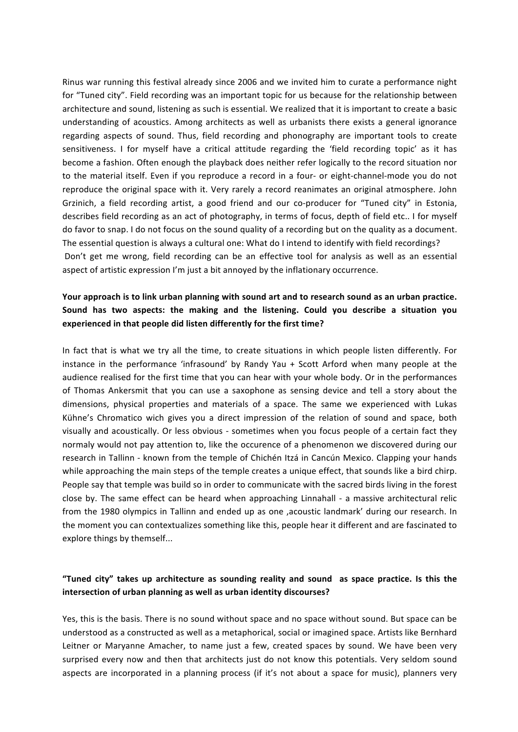Rinus war running this festival already since 2006 and we invited him to curate a performance night for "Tuned city". Field recording was an important topic for us because for the relationship between architecture and sound, listening as such is essential. We realized that it is important to create a basic understanding of acoustics. Among architects as well as urbanists there exists a general ignorance regarding aspects of sound. Thus, field recording and phonography are important tools to create sensitiveness. I for myself have a critical attitude regarding the 'field recording topic' as it has become a fashion. Often enough the playback does neither refer logically to the record situation nor to the material itself. Even if you reproduce a record in a four- or eight-channel-mode you do not reproduce the original space with it. Very rarely a record reanimates an original atmosphere. John Grzinich, a field recording artist, a good friend and our co-producer for "Tuned city" in Estonia, describes field recording as an act of photography, in terms of focus, depth of field etc.. I for myself do favor to snap. I do not focus on the sound quality of a recording but on the quality as a document. The essential question is always a cultural one: What do I intend to identify with field recordings?
Don't get me wrong, field recording can be an effective tool for analysis as well as an essential aspect of artistic expression I'm just a bit annoyed by the inflationary occurrence.

**Your approach is to link urban planning with sound art and to research sound as an urban practice. Sound has two aspects: the making and the listening. Could you describe a situation you experienced in that people did listen differently for the first time?**

In fact that is what we try all the time, to create situations in which people listen differently. For instance in the performance 'infrasound' by Randy Yau + Scott Arford when many people at the audience realised for the first time that you can hear with your whole body. Or in the performances of Thomas Ankersmit that you can use a saxophone as sensing device and tell a story about the dimensions, physical properties and materials of a space. The same we experienced with Lukas Kühne's Chromatico wich gives you a direct impression of the relation of sound and space, both visually and acoustically. Or less obvious - sometimes when you focus people of a certain fact they normaly would not pay attention to, like the occurence of a phenomenon we discovered during our research in Tallinn - known from the temple of Chichén Itzá in Cancún Mexico. Clapping your hands while approaching the main steps of the temple creates a unique effect, that sounds like a bird chirp. People say that temple was build so in order to communicate with the sacred birds living in the forest close by. The same effect can be heard when approaching Linnahall - a massive architectural relic from the 1980 olympics in Tallinn and ended up as one ‚acoustic landmark' during our research. In the moment you can contextualizes something like this, people hear it different and are fascinated to explore things by themself...

**"Tuned city" takes up architecture as sounding reality and sound as space practice. Is this the intersection of urban planning as well as urban identity discourses?**

Yes, this is the basis. There is no sound without space and no space without sound. But space can be understood as a constructed as well as a metaphorical, social or imagined space. Artists like Bernhard Leitner or Maryanne Amacher, to name just a few, created spaces by sound. We have been very surprised every now and then that architects just do not know this potentials. Very seldom sound aspects are incorporated in a planning process (if it's not about a space for music), planners very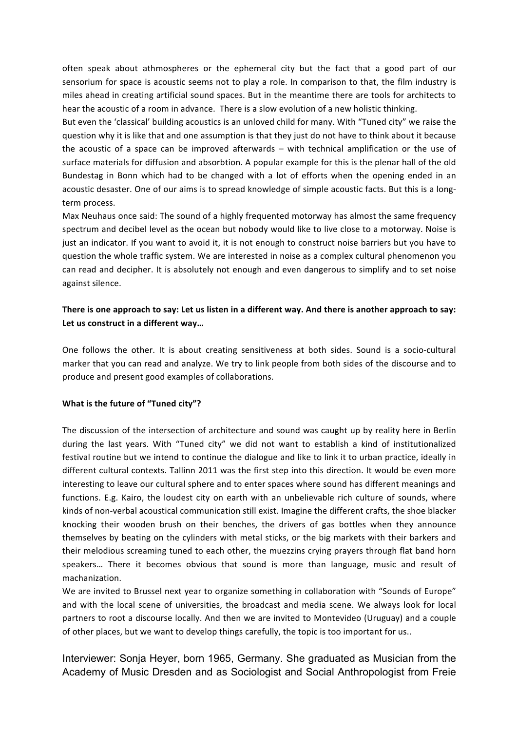often speak about athmospheres or the ephemeral city but the fact that a good part of our sensorium for space is acoustic seems not to play a role. In comparison to that, the film industry is miles ahead in creating artificial sound spaces. But in the meantime there are tools for architects to hear the acoustic of a room in advance. There is a slow evolution of a new holistic thinking.

But even the 'classical' building acoustics is an unloved child for many. With "Tuned city" we raise the question why it is like that and one assumption is that they just do not have to think about it because the acoustic of a space can be improved afterwards – with technical amplification or the use of surface materials for diffusion and absorbtion. A popular example for this is the plenar hall of the old Bundestag in Bonn which had to be changed with a lot of efforts when the opening ended in an acoustic desaster. One of our aims is to spread knowledge of simple acoustic facts. But this is a long-term process.

Max Neuhaus once said: The sound of a highly frequented motorway has almost the same frequency spectrum and decibel level as the ocean but nobody would like to live close to a motorway. Noise is just an indicator. If you want to avoid it, it is not enough to construct noise barriers but you have to question the whole traffic system. We are interested in noise as a complex cultural phenomenon you can read and decipher. It is absolutely not enough and even dangerous to simplify and to set noise against silence.

**There is one approach to say: Let us listen in a different way. And there is another approach to say: Let us construct in a different way…**

One follows the other. It is about creating sensitiveness at both sides. Sound is a socio-cultural marker that you can read and analyze. We try to link people from both sides of the discourse and to produce and present good examples of collaborations.

**What is the future of "Tuned city"?**

The discussion of the intersection of architecture and sound was caught up by reality here in Berlin during the last years. With "Tuned city" we did not want to establish a kind of institutionalized festival routine but we intend to continue the dialogue and like to link it to urban practice, ideally in different cultural contexts. Tallinn 2011 was the first step into this direction. It would be even more interesting to leave our cultural sphere and to enter spaces where sound has different meanings and functions. E.g. Kairo, the loudest city on earth with an unbelievable rich culture of sounds, where kinds of non-verbal acoustical communication still exist. Imagine the different crafts, the shoe blacker knocking their wooden brush on their benches, the drivers of gas bottles when they announce themselves by beating on the cylinders with metal sticks, or the big markets with their barkers and their melodious screaming tuned to each other, the muezzins crying prayers through flat band horn speakers… There it becomes obvious that sound is more than language, music and result of machanization.

We are invited to Brussel next year to organize something in collaboration with "Sounds of Europe" and with the local scene of universities, the broadcast and media scene. We always look for local partners to root a discourse locally. And then we are invited to Montevideo (Uruguay) and a couple of other places, but we want to develop things carefully, the topic is too important for us..

Interviewer: Sonja Heyer, born 1965, Germany. She graduated as Musician from the Academy of Music Dresden and as Sociologist and Social Anthropologist from Freie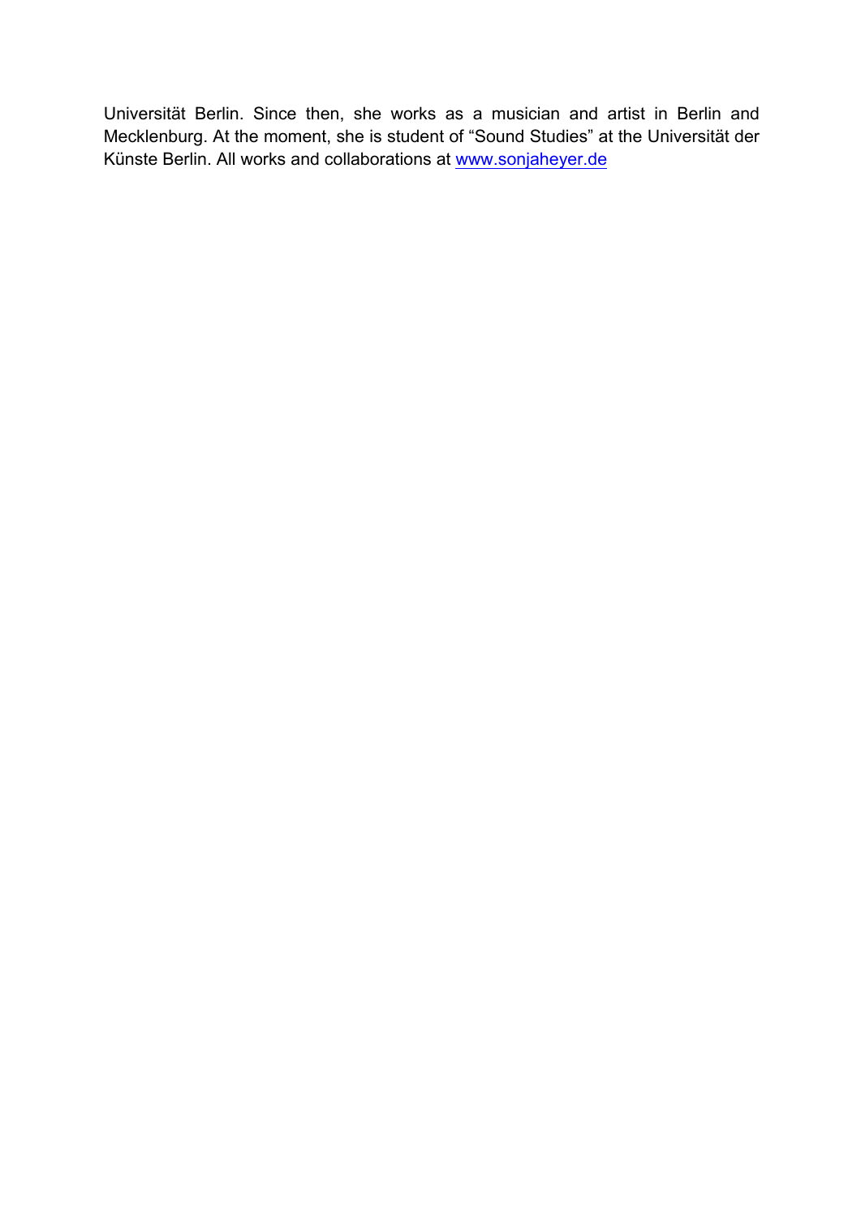Universität Berlin. Since then, she works as a musician and artist in Berlin and Mecklenburg. At the moment, she is student of "Sound Studies" at the Universität der Künste Berlin. All works and collaborations at [www.sonjaheyer.de](http://www.sonjaheyer.de)